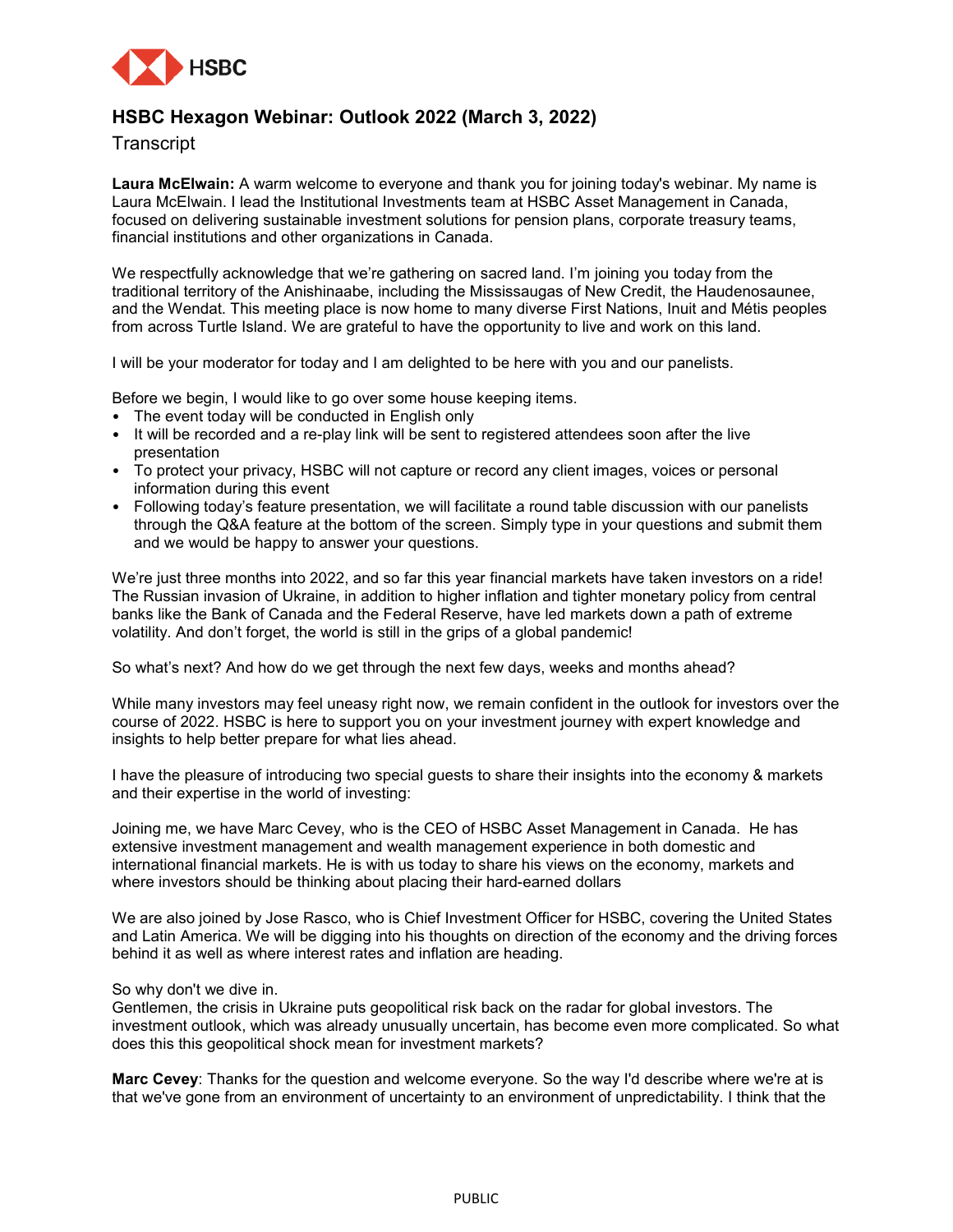## HSBC Hexagon Webinar: Outlook 2022 (March 3, 2022)

Transcript

**Laura McElwain:** A warm welcome to everyone and thank you for joining today's webinar. My name is Laura McElwain. I lead the Institutional Investments team at HSBC Asset Management in Canada, focused on delivering sustainable investment solutions for pension plans, corporate treasury teams, financial institutions and other organizations in Canada.

We respectfully acknowledge that we're gathering on sacred land. I'm joining you today from the traditional territory of the Anishinaabe, including the Mississaugas of New Credit, the Haudenosaunee, and the Wendat. This meeting place is now home to many diverse First Nations, Inuit and Métis peoples from across Turtle Island. We are grateful to have the opportunity to live and work on this land.

I will be your moderator for today and I am delighted to be here with you and our panelists.

Before we begin, I would like to go over some house keeping items.

- The event today will be conducted in English only
- It will be recorded and a re-play link will be sent to registered attendees soon after the live presentation
- To protect your privacy, HSBC will not capture or record any client images, voices or personal information during this event
- Following today's feature presentation, we will facilitate a round table discussion with our panelists through the Q&A feature at the bottom of the screen. Simply type in your questions and submit them and we would be happy to answer your questions.

We're just three months into 2022, and so far this year financial markets have taken investors on a ride! The Russian invasion of Ukraine, in addition to higher inflation and tighter monetary policy from central banks like the Bank of Canada and the Federal Reserve, have led markets down a path of extreme volatility. And don't forget, the world is still in the grips of a global pandemic!

So what's next? And how do we get through the next few days, weeks and months ahead?

While many investors may feel uneasy right now, we remain confident in the outlook for investors over the course of 2022. HSBC is here to support you on your investment journey with expert knowledge and insights to help better prepare for what lies ahead.

I have the pleasure of introducing two special guests to share their insights into the economy & markets and their expertise in the world of investing:

Joining me, we have Marc Cevey, who is the CEO of HSBC Asset Management in Canada. He has extensive investment management and wealth management experience in both domestic and international financial markets. He is with us today to share his views on the economy, markets and where investors should be thinking about placing their hard-earned dollars

We are also joined by Jose Rasco, who is Chief Investment Officer for HSBC, covering the United States and Latin America. We will be digging into his thoughts on direction of the economy and the driving forces behind it as well as where interest rates and inflation are heading.

So why don't we dive in.
Gentlemen, the crisis in Ukraine puts geopolitical risk back on the radar for global investors. The investment outlook, which was already unusually uncertain, has become even more complicated. So what does this this geopolitical shock mean for investment markets?

**Marc Cevey**: Thanks for the question and welcome everyone. So the way I'd describe where we're at is that we've gone from an environment of uncertainty to an environment of unpredictability. I think that the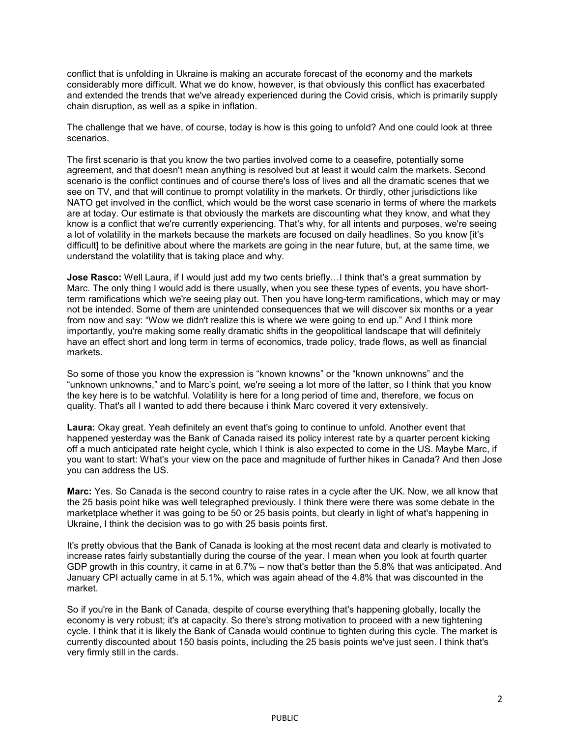conflict that is unfolding in Ukraine is making an accurate forecast of the economy and the markets considerably more difficult. What we do know, however, is that obviously this conflict has exacerbated and extended the trends that we've already experienced during the Covid crisis, which is primarily supply chain disruption, as well as a spike in inflation.

The challenge that we have, of course, today is how is this going to unfold? And one could look at three scenarios.

The first scenario is that you know the two parties involved come to a ceasefire, potentially some agreement, and that doesn't mean anything is resolved but at least it would calm the markets. Second scenario is the conflict continues and of course there's loss of lives and all the dramatic scenes that we see on TV, and that will continue to prompt volatility in the markets. Or thirdly, other jurisdictions like NATO get involved in the conflict, which would be the worst case scenario in terms of where the markets are at today. Our estimate is that obviously the markets are discounting what they know, and what they know is a conflict that we're currently experiencing. That's why, for all intents and purposes, we're seeing a lot of volatility in the markets because the markets are focused on daily headlines. So you know [it's difficult] to be definitive about where the markets are going in the near future, but, at the same time, we understand the volatility that is taking place and why.

**Jose Rasco:** Well Laura, if I would just add my two cents briefly…I think that's a great summation by Marc. The only thing I would add is there usually, when you see these types of events, you have short-term ramifications which we're seeing play out. Then you have long-term ramifications, which may or may not be intended. Some of them are unintended consequences that we will discover six months or a year from now and say: "Wow we didn't realize this is where we were going to end up." And I think more importantly, you're making some really dramatic shifts in the geopolitical landscape that will definitely have an effect short and long term in terms of economics, trade policy, trade flows, as well as financial markets.

So some of those you know the expression is "known knowns" or the "known unknowns" and the "unknown unknowns," and to Marc's point, we're seeing a lot more of the latter, so I think that you know the key here is to be watchful. Volatility is here for a long period of time and, therefore, we focus on quality. That's all I wanted to add there because i think Marc covered it very extensively.

**Laura:** Okay great. Yeah definitely an event that's going to continue to unfold. Another event that happened yesterday was the Bank of Canada raised its policy interest rate by a quarter percent kicking off a much anticipated rate height cycle, which I think is also expected to come in the US. Maybe Marc, if you want to start: What's your view on the pace and magnitude of further hikes in Canada? And then Jose you can address the US.

**Marc:** Yes. So Canada is the second country to raise rates in a cycle after the UK. Now, we all know that the 25 basis point hike was well telegraphed previously. I think there were there was some debate in the marketplace whether it was going to be 50 or 25 basis points, but clearly in light of what's happening in Ukraine, I think the decision was to go with 25 basis points first.

It's pretty obvious that the Bank of Canada is looking at the most recent data and clearly is motivated to increase rates fairly substantially during the course of the year. I mean when you look at fourth quarter GDP growth in this country, it came in at 6.7% – now that's better than the 5.8% that was anticipated. And January CPI actually came in at 5.1%, which was again ahead of the 4.8% that was discounted in the market.

So if you're in the Bank of Canada, despite of course everything that's happening globally, locally the economy is very robust; it's at capacity. So there's strong motivation to proceed with a new tightening cycle. I think that it is likely the Bank of Canada would continue to tighten during this cycle. The market is currently discounted about 150 basis points, including the 25 basis points we've just seen. I think that's very firmly still in the cards.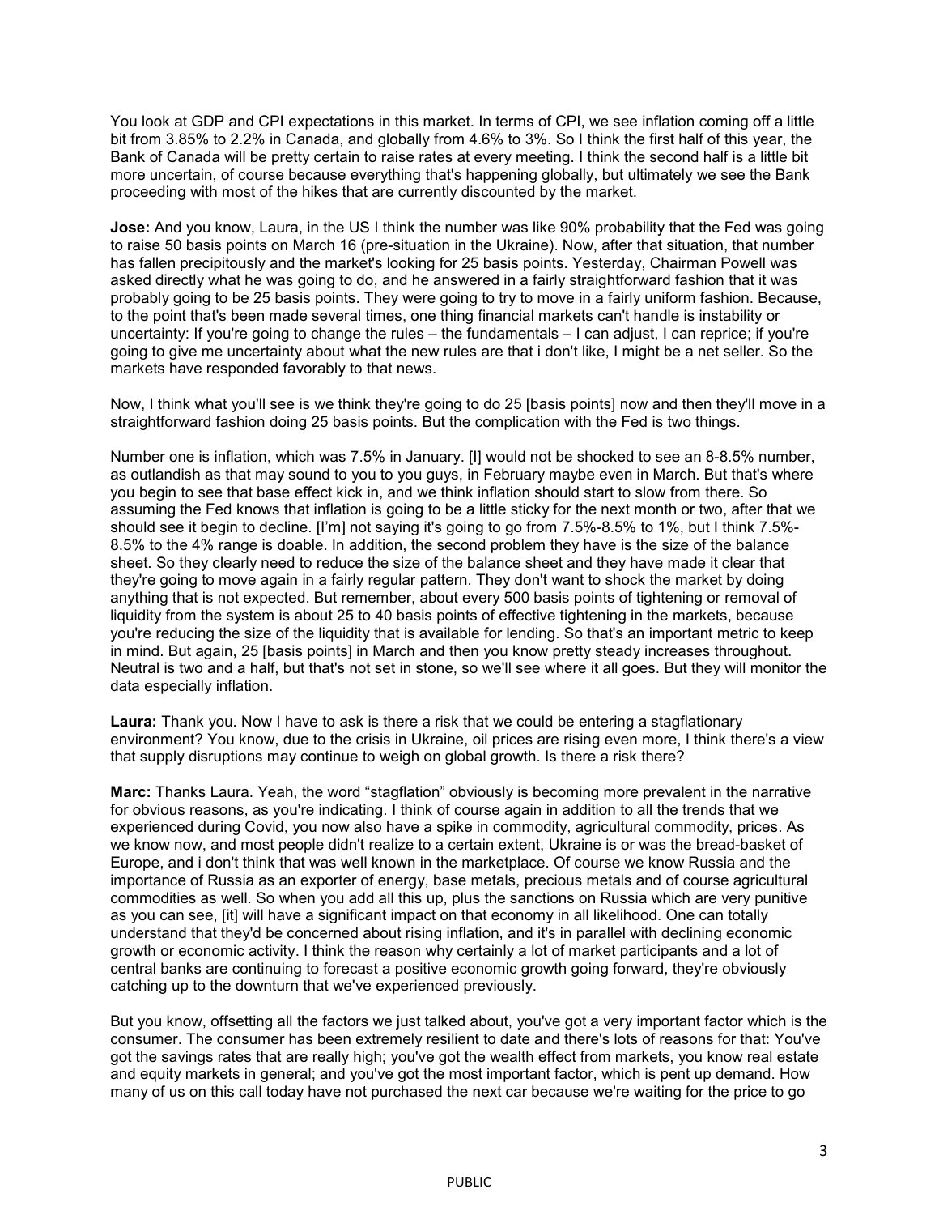You look at GDP and CPI expectations in this market. In terms of CPI, we see inflation coming off a little bit from 3.85% to 2.2% in Canada, and globally from 4.6% to 3%. So I think the first half of this year, the Bank of Canada will be pretty certain to raise rates at every meeting. I think the second half is a little bit more uncertain, of course because everything that's happening globally, but ultimately we see the Bank proceeding with most of the hikes that are currently discounted by the market.

**Jose:** And you know, Laura, in the US I think the number was like 90% probability that the Fed was going to raise 50 basis points on March 16 (pre-situation in the Ukraine). Now, after that situation, that number has fallen precipitously and the market's looking for 25 basis points. Yesterday, Chairman Powell was asked directly what he was going to do, and he answered in a fairly straightforward fashion that it was probably going to be 25 basis points. They were going to try to move in a fairly uniform fashion. Because, to the point that's been made several times, one thing financial markets can't handle is instability or uncertainty: If you're going to change the rules – the fundamentals – I can adjust, I can reprice; if you're going to give me uncertainty about what the new rules are that i don't like, I might be a net seller. So the markets have responded favorably to that news.

Now, I think what you'll see is we think they're going to do 25 [basis points] now and then they'll move in a straightforward fashion doing 25 basis points. But the complication with the Fed is two things.

Number one is inflation, which was 7.5% in January. [I] would not be shocked to see an 8-8.5% number, as outlandish as that may sound to you to you guys, in February maybe even in March. But that's where you begin to see that base effect kick in, and we think inflation should start to slow from there. So assuming the Fed knows that inflation is going to be a little sticky for the next month or two, after that we should see it begin to decline. [I'm] not saying it's going to go from 7.5%-8.5% to 1%, but I think 7.5%-8.5% to the 4% range is doable. In addition, the second problem they have is the size of the balance sheet. So they clearly need to reduce the size of the balance sheet and they have made it clear that they're going to move again in a fairly regular pattern. They don't want to shock the market by doing anything that is not expected. But remember, about every 500 basis points of tightening or removal of liquidity from the system is about 25 to 40 basis points of effective tightening in the markets, because you're reducing the size of the liquidity that is available for lending. So that's an important metric to keep in mind. But again, 25 [basis points] in March and then you know pretty steady increases throughout. Neutral is two and a half, but that's not set in stone, so we'll see where it all goes. But they will monitor the data especially inflation.

**Laura:** Thank you. Now I have to ask is there a risk that we could be entering a stagflationary environment? You know, due to the crisis in Ukraine, oil prices are rising even more, I think there's a view that supply disruptions may continue to weigh on global growth. Is there a risk there?

**Marc:** Thanks Laura. Yeah, the word "stagflation" obviously is becoming more prevalent in the narrative for obvious reasons, as you're indicating. I think of course again in addition to all the trends that we experienced during Covid, you now also have a spike in commodity, agricultural commodity, prices. As we know now, and most people didn't realize to a certain extent, Ukraine is or was the bread-basket of Europe, and i don't think that was well known in the marketplace. Of course we know Russia and the importance of Russia as an exporter of energy, base metals, precious metals and of course agricultural commodities as well. So when you add all this up, plus the sanctions on Russia which are very punitive as you can see, [it] will have a significant impact on that economy in all likelihood. One can totally understand that they'd be concerned about rising inflation, and it's in parallel with declining economic growth or economic activity. I think the reason why certainly a lot of market participants and a lot of central banks are continuing to forecast a positive economic growth going forward, they're obviously catching up to the downturn that we've experienced previously.

But you know, offsetting all the factors we just talked about, you've got a very important factor which is the consumer. The consumer has been extremely resilient to date and there's lots of reasons for that: You've got the savings rates that are really high; you've got the wealth effect from markets, you know real estate and equity markets in general; and you've got the most important factor, which is pent up demand. How many of us on this call today have not purchased the next car because we're waiting for the price to go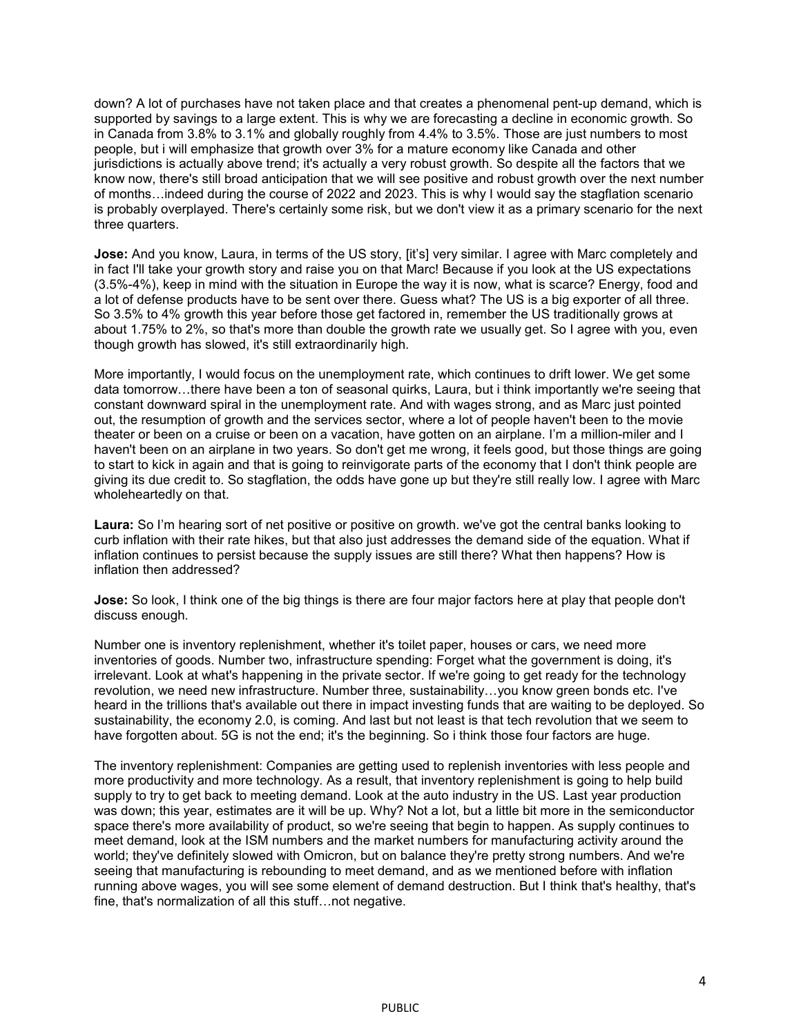down? A lot of purchases have not taken place and that creates a phenomenal pent-up demand, which is supported by savings to a large extent. This is why we are forecasting a decline in economic growth. So in Canada from 3.8% to 3.1% and globally roughly from 4.4% to 3.5%. Those are just numbers to most people, but i will emphasize that growth over 3% for a mature economy like Canada and other jurisdictions is actually above trend; it's actually a very robust growth. So despite all the factors that we know now, there's still broad anticipation that we will see positive and robust growth over the next number of months…indeed during the course of 2022 and 2023. This is why I would say the stagflation scenario is probably overplayed. There's certainly some risk, but we don't view it as a primary scenario for the next three quarters.

**Jose:** And you know, Laura, in terms of the US story, [it's] very similar. I agree with Marc completely and in fact I'll take your growth story and raise you on that Marc! Because if you look at the US expectations (3.5%-4%), keep in mind with the situation in Europe the way it is now, what is scarce? Energy, food and a lot of defense products have to be sent over there. Guess what? The US is a big exporter of all three. So 3.5% to 4% growth this year before those get factored in, remember the US traditionally grows at about 1.75% to 2%, so that's more than double the growth rate we usually get. So I agree with you, even though growth has slowed, it's still extraordinarily high.

More importantly, I would focus on the unemployment rate, which continues to drift lower. We get some data tomorrow…there have been a ton of seasonal quirks, Laura, but i think importantly we're seeing that constant downward spiral in the unemployment rate. And with wages strong, and as Marc just pointed out, the resumption of growth and the services sector, where a lot of people haven't been to the movie theater or been on a cruise or been on a vacation, have gotten on an airplane. I'm a million-miler and I haven't been on an airplane in two years. So don't get me wrong, it feels good, but those things are going to start to kick in again and that is going to reinvigorate parts of the economy that I don't think people are giving its due credit to. So stagflation, the odds have gone up but they're still really low. I agree with Marc wholeheartedly on that.

**Laura:** So I'm hearing sort of net positive or positive on growth. we've got the central banks looking to curb inflation with their rate hikes, but that also just addresses the demand side of the equation. What if inflation continues to persist because the supply issues are still there? What then happens? How is inflation then addressed?

**Jose:** So look, I think one of the big things is there are four major factors here at play that people don't discuss enough.

Number one is inventory replenishment, whether it's toilet paper, houses or cars, we need more inventories of goods. Number two, infrastructure spending: Forget what the government is doing, it's irrelevant. Look at what's happening in the private sector. If we're going to get ready for the technology revolution, we need new infrastructure. Number three, sustainability…you know green bonds etc. I've heard in the trillions that's available out there in impact investing funds that are waiting to be deployed. So sustainability, the economy 2.0, is coming. And last but not least is that tech revolution that we seem to have forgotten about. 5G is not the end; it's the beginning. So i think those four factors are huge.

The inventory replenishment: Companies are getting used to replenish inventories with less people and more productivity and more technology. As a result, that inventory replenishment is going to help build supply to try to get back to meeting demand. Look at the auto industry in the US. Last year production was down; this year, estimates are it will be up. Why? Not a lot, but a little bit more in the semiconductor space there's more availability of product, so we're seeing that begin to happen. As supply continues to meet demand, look at the ISM numbers and the market numbers for manufacturing activity around the world; they've definitely slowed with Omicron, but on balance they're pretty strong numbers. And we're seeing that manufacturing is rebounding to meet demand, and as we mentioned before with inflation running above wages, you will see some element of demand destruction. But I think that's healthy, that's fine, that's normalization of all this stuff…not negative.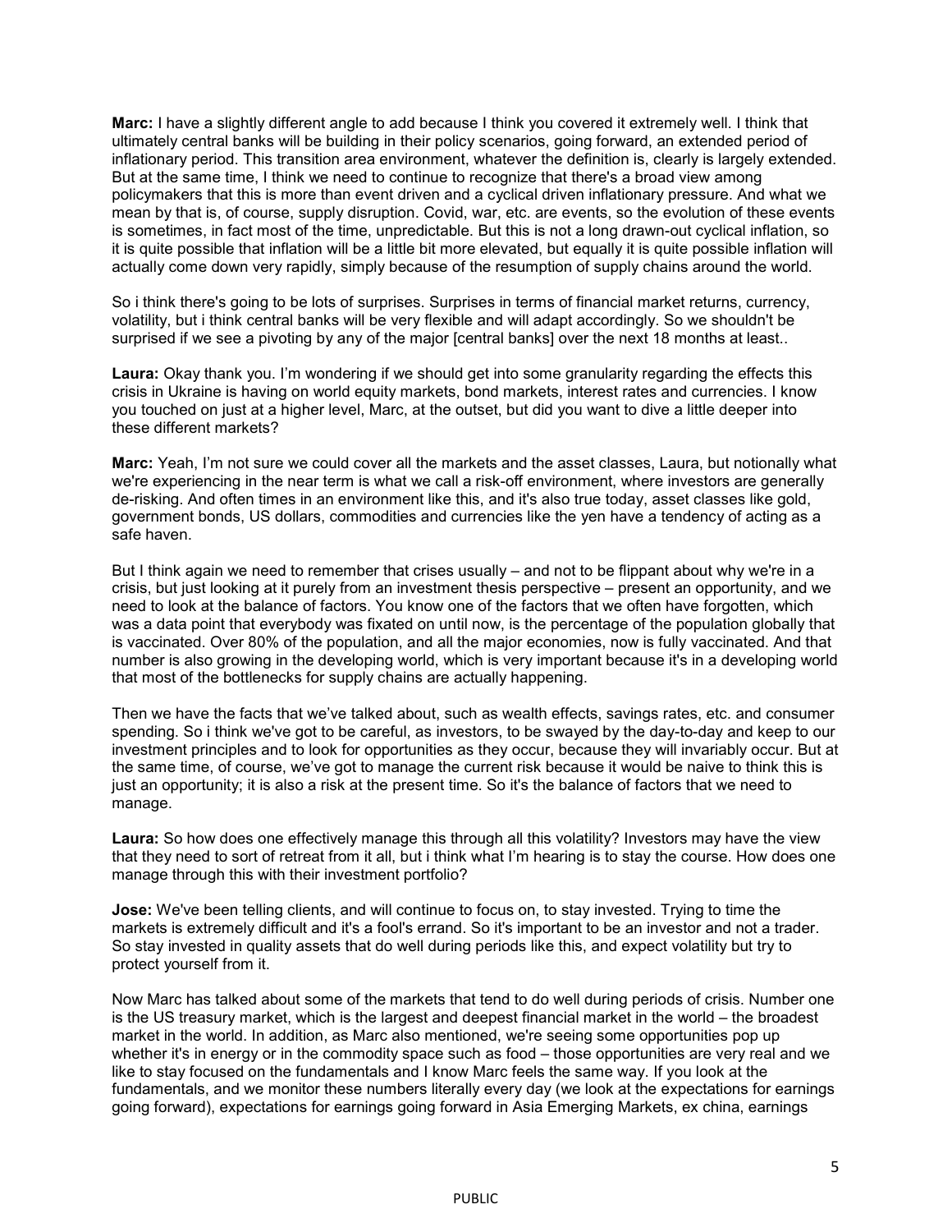**Marc:** I have a slightly different angle to add because I think you covered it extremely well. I think that ultimately central banks will be building in their policy scenarios, going forward, an extended period of inflationary period. This transition area environment, whatever the definition is, clearly is largely extended. But at the same time, I think we need to continue to recognize that there's a broad view among policymakers that this is more than event driven and a cyclical driven inflationary pressure. And what we mean by that is, of course, supply disruption. Covid, war, etc. are events, so the evolution of these events is sometimes, in fact most of the time, unpredictable. But this is not a long drawn-out cyclical inflation, so it is quite possible that inflation will be a little bit more elevated, but equally it is quite possible inflation will actually come down very rapidly, simply because of the resumption of supply chains around the world.

So i think there's going to be lots of surprises. Surprises in terms of financial market returns, currency, volatility, but i think central banks will be very flexible and will adapt accordingly. So we shouldn't be surprised if we see a pivoting by any of the major [central banks] over the next 18 months at least..

**Laura:** Okay thank you. I'm wondering if we should get into some granularity regarding the effects this crisis in Ukraine is having on world equity markets, bond markets, interest rates and currencies. I know you touched on just at a higher level, Marc, at the outset, but did you want to dive a little deeper into these different markets?

**Marc:** Yeah, I'm not sure we could cover all the markets and the asset classes, Laura, but notionally what we're experiencing in the near term is what we call a risk-off environment, where investors are generally de-risking. And often times in an environment like this, and it's also true today, asset classes like gold, government bonds, US dollars, commodities and currencies like the yen have a tendency of acting as a safe haven.

But I think again we need to remember that crises usually – and not to be flippant about why we're in a crisis, but just looking at it purely from an investment thesis perspective – present an opportunity, and we need to look at the balance of factors. You know one of the factors that we often have forgotten, which was a data point that everybody was fixated on until now, is the percentage of the population globally that is vaccinated. Over 80% of the population, and all the major economies, now is fully vaccinated. And that number is also growing in the developing world, which is very important because it's in a developing world that most of the bottlenecks for supply chains are actually happening.

Then we have the facts that we've talked about, such as wealth effects, savings rates, etc. and consumer spending. So i think we've got to be careful, as investors, to be swayed by the day-to-day and keep to our investment principles and to look for opportunities as they occur, because they will invariably occur. But at the same time, of course, we've got to manage the current risk because it would be naive to think this is just an opportunity; it is also a risk at the present time. So it's the balance of factors that we need to manage.

**Laura:** So how does one effectively manage this through all this volatility? Investors may have the view that they need to sort of retreat from it all, but i think what I'm hearing is to stay the course. How does one manage through this with their investment portfolio?

**Jose:** We've been telling clients, and will continue to focus on, to stay invested. Trying to time the markets is extremely difficult and it's a fool's errand. So it's important to be an investor and not a trader. So stay invested in quality assets that do well during periods like this, and expect volatility but try to protect yourself from it.

Now Marc has talked about some of the markets that tend to do well during periods of crisis. Number one is the US treasury market, which is the largest and deepest financial market in the world – the broadest market in the world. In addition, as Marc also mentioned, we're seeing some opportunities pop up whether it's in energy or in the commodity space such as food – those opportunities are very real and we like to stay focused on the fundamentals and I know Marc feels the same way. If you look at the fundamentals, and we monitor these numbers literally every day (we look at the expectations for earnings going forward), expectations for earnings going forward in Asia Emerging Markets, ex china, earnings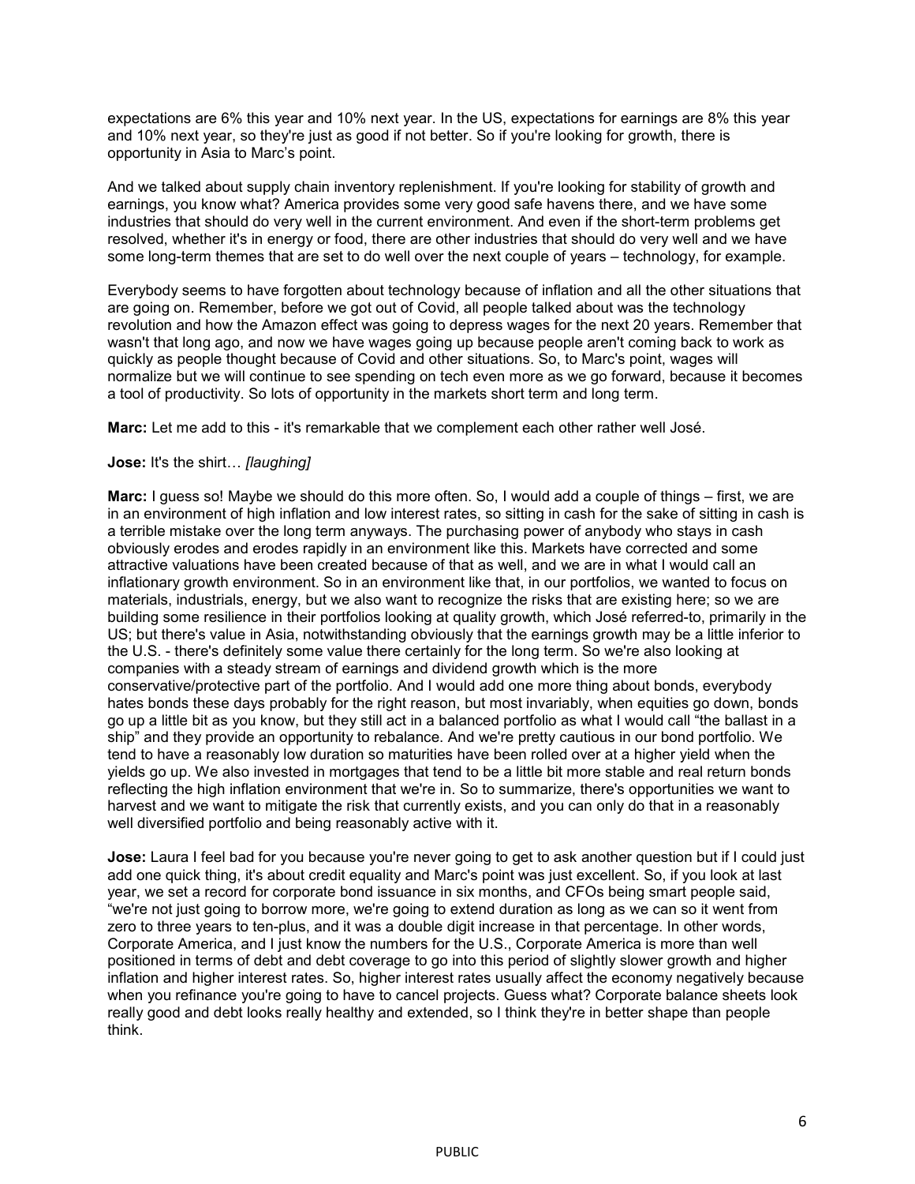expectations are 6% this year and 10% next year. In the US, expectations for earnings are 8% this year and 10% next year, so they're just as good if not better. So if you're looking for growth, there is opportunity in Asia to Marc's point.

And we talked about supply chain inventory replenishment. If you're looking for stability of growth and earnings, you know what? America provides some very good safe havens there, and we have some industries that should do very well in the current environment. And even if the short-term problems get resolved, whether it's in energy or food, there are other industries that should do very well and we have some long-term themes that are set to do well over the next couple of years – technology, for example.

Everybody seems to have forgotten about technology because of inflation and all the other situations that are going on. Remember, before we got out of Covid, all people talked about was the technology revolution and how the Amazon effect was going to depress wages for the next 20 years. Remember that wasn't that long ago, and now we have wages going up because people aren't coming back to work as quickly as people thought because of Covid and other situations. So, to Marc's point, wages will normalize but we will continue to see spending on tech even more as we go forward, because it becomes a tool of productivity. So lots of opportunity in the markets short term and long term.

**Marc:** Let me add to this - it's remarkable that we complement each other rather well José.

**Jose:** It's the shirt… *[laughing]*

**Marc:** I guess so! Maybe we should do this more often. So, I would add a couple of things – first, we are in an environment of high inflation and low interest rates, so sitting in cash for the sake of sitting in cash is a terrible mistake over the long term anyways. The purchasing power of anybody who stays in cash obviously erodes and erodes rapidly in an environment like this. Markets have corrected and some attractive valuations have been created because of that as well, and we are in what I would call an inflationary growth environment. So in an environment like that, in our portfolios, we wanted to focus on materials, industrials, energy, but we also want to recognize the risks that are existing here; so we are building some resilience in their portfolios looking at quality growth, which José referred-to, primarily in the US; but there's value in Asia, notwithstanding obviously that the earnings growth may be a little inferior to the U.S. - there's definitely some value there certainly for the long term. So we're also looking at companies with a steady stream of earnings and dividend growth which is the more conservative/protective part of the portfolio. And I would add one more thing about bonds, everybody hates bonds these days probably for the right reason, but most invariably, when equities go down, bonds go up a little bit as you know, but they still act in a balanced portfolio as what I would call "the ballast in a ship" and they provide an opportunity to rebalance. And we're pretty cautious in our bond portfolio. We tend to have a reasonably low duration so maturities have been rolled over at a higher yield when the yields go up. We also invested in mortgages that tend to be a little bit more stable and real return bonds reflecting the high inflation environment that we're in. So to summarize, there's opportunities we want to harvest and we want to mitigate the risk that currently exists, and you can only do that in a reasonably well diversified portfolio and being reasonably active with it.

**Jose:** Laura I feel bad for you because you're never going to get to ask another question but if I could just add one quick thing, it's about credit equality and Marc's point was just excellent. So, if you look at last year, we set a record for corporate bond issuance in six months, and CFOs being smart people said, "we're not just going to borrow more, we're going to extend duration as long as we can so it went from zero to three years to ten-plus, and it was a double digit increase in that percentage. In other words, Corporate America, and I just know the numbers for the U.S., Corporate America is more than well positioned in terms of debt and debt coverage to go into this period of slightly slower growth and higher inflation and higher interest rates. So, higher interest rates usually affect the economy negatively because when you refinance you're going to have to cancel projects. Guess what? Corporate balance sheets look really good and debt looks really healthy and extended, so I think they're in better shape than people think.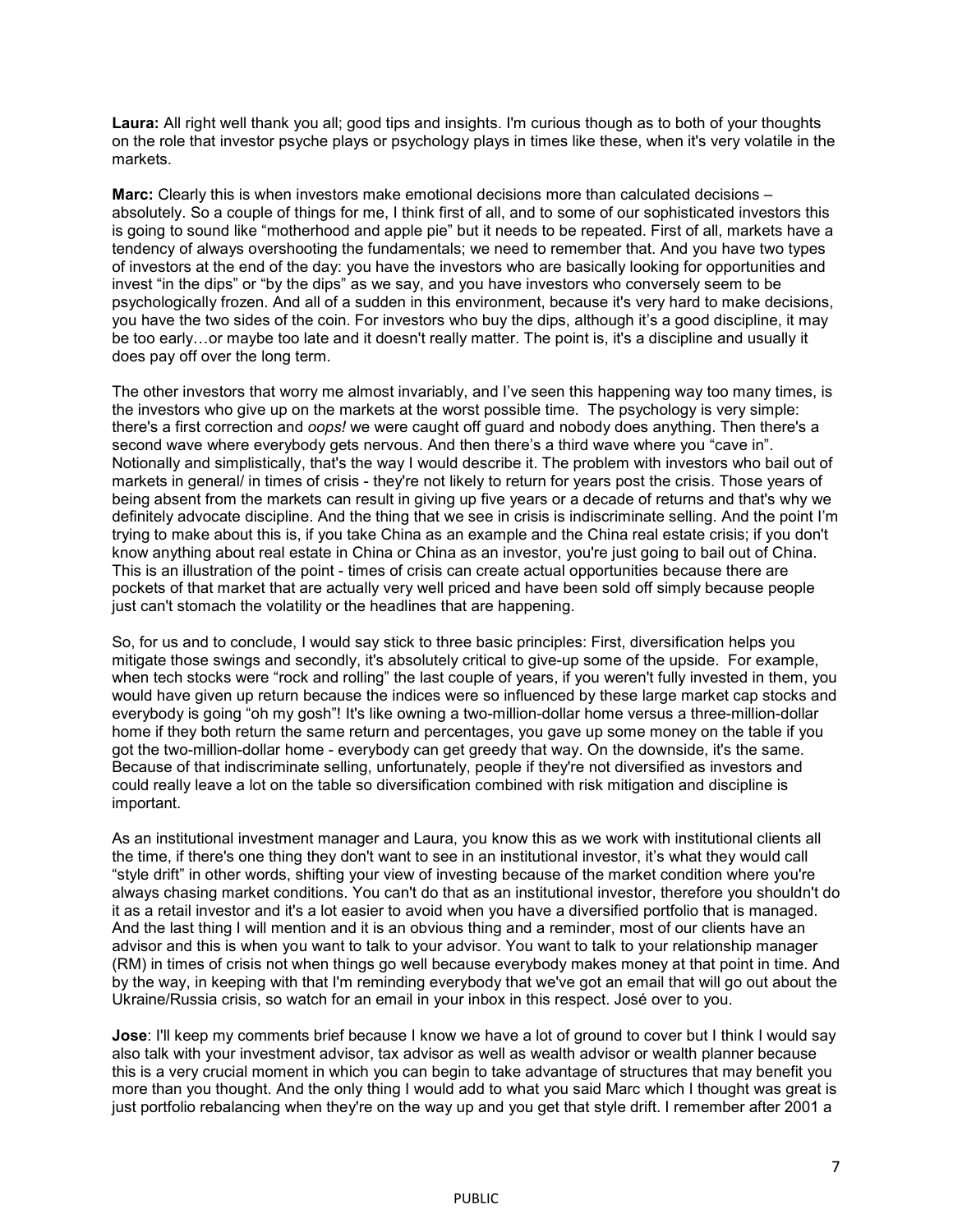**Laura:** All right well thank you all; good tips and insights. I'm curious though as to both of your thoughts on the role that investor psyche plays or psychology plays in times like these, when it's very volatile in the markets.

**Marc:** Clearly this is when investors make emotional decisions more than calculated decisions – absolutely. So a couple of things for me, I think first of all, and to some of our sophisticated investors this is going to sound like "motherhood and apple pie" but it needs to be repeated. First of all, markets have a tendency of always overshooting the fundamentals; we need to remember that. And you have two types of investors at the end of the day: you have the investors who are basically looking for opportunities and invest "in the dips" or "by the dips" as we say, and you have investors who conversely seem to be psychologically frozen. And all of a sudden in this environment, because it's very hard to make decisions, you have the two sides of the coin. For investors who buy the dips, although it's a good discipline, it may be too early…or maybe too late and it doesn't really matter. The point is, it's a discipline and usually it does pay off over the long term.

The other investors that worry me almost invariably, and I've seen this happening way too many times, is the investors who give up on the markets at the worst possible time. The psychology is very simple: there's a first correction and *oops!* we were caught off guard and nobody does anything. Then there's a second wave where everybody gets nervous. And then there's a third wave where you "cave in". Notionally and simplistically, that's the way I would describe it. The problem with investors who bail out of markets in general/ in times of crisis - they're not likely to return for years post the crisis. Those years of being absent from the markets can result in giving up five years or a decade of returns and that's why we definitely advocate discipline. And the thing that we see in crisis is indiscriminate selling. And the point I'm trying to make about this is, if you take China as an example and the China real estate crisis; if you don't know anything about real estate in China or China as an investor, you're just going to bail out of China. This is an illustration of the point - times of crisis can create actual opportunities because there are pockets of that market that are actually very well priced and have been sold off simply because people just can't stomach the volatility or the headlines that are happening.

So, for us and to conclude, I would say stick to three basic principles: First, diversification helps you mitigate those swings and secondly, it's absolutely critical to give-up some of the upside. For example, when tech stocks were "rock and rolling" the last couple of years, if you weren't fully invested in them, you would have given up return because the indices were so influenced by these large market cap stocks and everybody is going "oh my gosh"! It's like owning a two-million-dollar home versus a three-million-dollar home if they both return the same return and percentages, you gave up some money on the table if you got the two-million-dollar home - everybody can get greedy that way. On the downside, it's the same. Because of that indiscriminate selling, unfortunately, people if they're not diversified as investors and could really leave a lot on the table so diversification combined with risk mitigation and discipline is important.

As an institutional investment manager and Laura, you know this as we work with institutional clients all the time, if there's one thing they don't want to see in an institutional investor, it's what they would call "style drift" in other words, shifting your view of investing because of the market condition where you're always chasing market conditions. You can't do that as an institutional investor, therefore you shouldn't do it as a retail investor and it's a lot easier to avoid when you have a diversified portfolio that is managed. And the last thing I will mention and it is an obvious thing and a reminder, most of our clients have an advisor and this is when you want to talk to your advisor. You want to talk to your relationship manager (RM) in times of crisis not when things go well because everybody makes money at that point in time. And by the way, in keeping with that I'm reminding everybody that we've got an email that will go out about the Ukraine/Russia crisis, so watch for an email in your inbox in this respect. José over to you.

**Jose**: I'll keep my comments brief because I know we have a lot of ground to cover but I think I would say also talk with your investment advisor, tax advisor as well as wealth advisor or wealth planner because this is a very crucial moment in which you can begin to take advantage of structures that may benefit you more than you thought. And the only thing I would add to what you said Marc which I thought was great is just portfolio rebalancing when they're on the way up and you get that style drift. I remember after 2001 a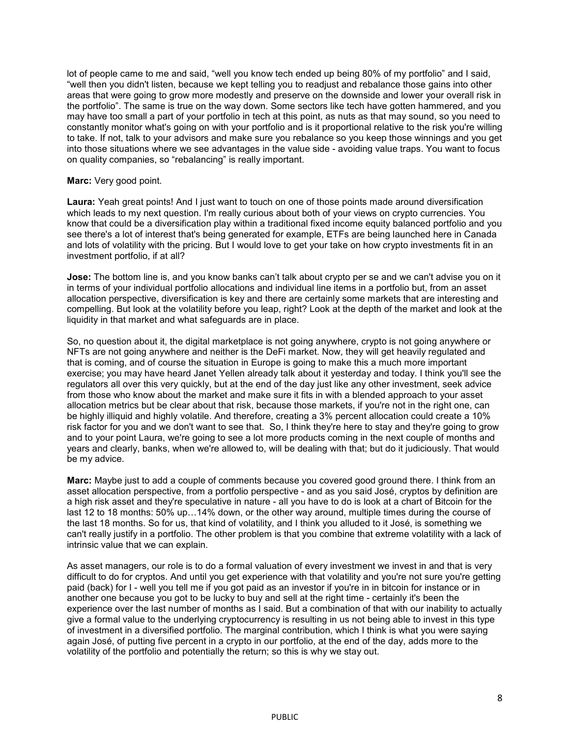lot of people came to me and said, "well you know tech ended up being 80% of my portfolio" and I said, "well then you didn't listen, because we kept telling you to readjust and rebalance those gains into other areas that were going to grow more modestly and preserve on the downside and lower your overall risk in the portfolio". The same is true on the way down. Some sectors like tech have gotten hammered, and you may have too small a part of your portfolio in tech at this point, as nuts as that may sound, so you need to constantly monitor what's going on with your portfolio and is it proportional relative to the risk you're willing to take. If not, talk to your advisors and make sure you rebalance so you keep those winnings and you get into those situations where we see advantages in the value side - avoiding value traps. You want to focus on quality companies, so "rebalancing" is really important.

**Marc:** Very good point.

**Laura:** Yeah great points! And I just want to touch on one of those points made around diversification which leads to my next question. I'm really curious about both of your views on crypto currencies. You know that could be a diversification play within a traditional fixed income equity balanced portfolio and you see there's a lot of interest that's being generated for example, ETFs are being launched here in Canada and lots of volatility with the pricing. But I would love to get your take on how crypto investments fit in an investment portfolio, if at all?

**Jose:** The bottom line is, and you know banks can't talk about crypto per se and we can't advise you on it in terms of your individual portfolio allocations and individual line items in a portfolio but, from an asset allocation perspective, diversification is key and there are certainly some markets that are interesting and compelling. But look at the volatility before you leap, right? Look at the depth of the market and look at the liquidity in that market and what safeguards are in place.

So, no question about it, the digital marketplace is not going anywhere, crypto is not going anywhere or NFTs are not going anywhere and neither is the DeFi market. Now, they will get heavily regulated and that is coming, and of course the situation in Europe is going to make this a much more important exercise; you may have heard Janet Yellen already talk about it yesterday and today. I think you'll see the regulators all over this very quickly, but at the end of the day just like any other investment, seek advice from those who know about the market and make sure it fits in with a blended approach to your asset allocation metrics but be clear about that risk, because those markets, if you're not in the right one, can be highly illiquid and highly volatile. And therefore, creating a 3% percent allocation could create a 10% risk factor for you and we don't want to see that. So, I think they're here to stay and they're going to grow and to your point Laura, we're going to see a lot more products coming in the next couple of months and years and clearly, banks, when we're allowed to, will be dealing with that; but do it judiciously. That would be my advice.

**Marc:** Maybe just to add a couple of comments because you covered good ground there. I think from an asset allocation perspective, from a portfolio perspective - and as you said José, cryptos by definition are a high risk asset and they're speculative in nature - all you have to do is look at a chart of Bitcoin for the last 12 to 18 months: 50% up…14% down, or the other way around, multiple times during the course of the last 18 months. So for us, that kind of volatility, and I think you alluded to it José, is something we can't really justify in a portfolio. The other problem is that you combine that extreme volatility with a lack of intrinsic value that we can explain.

As asset managers, our role is to do a formal valuation of every investment we invest in and that is very difficult to do for cryptos. And until you get experience with that volatility and you're not sure you're getting paid (back) for I - well you tell me if you got paid as an investor if you're in in bitcoin for instance or in another one because you got to be lucky to buy and sell at the right time - certainly it's been the experience over the last number of months as I said. But a combination of that with our inability to actually give a formal value to the underlying cryptocurrency is resulting in us not being able to invest in this type of investment in a diversified portfolio. The marginal contribution, which I think is what you were saying again José, of putting five percent in a crypto in our portfolio, at the end of the day, adds more to the volatility of the portfolio and potentially the return; so this is why we stay out.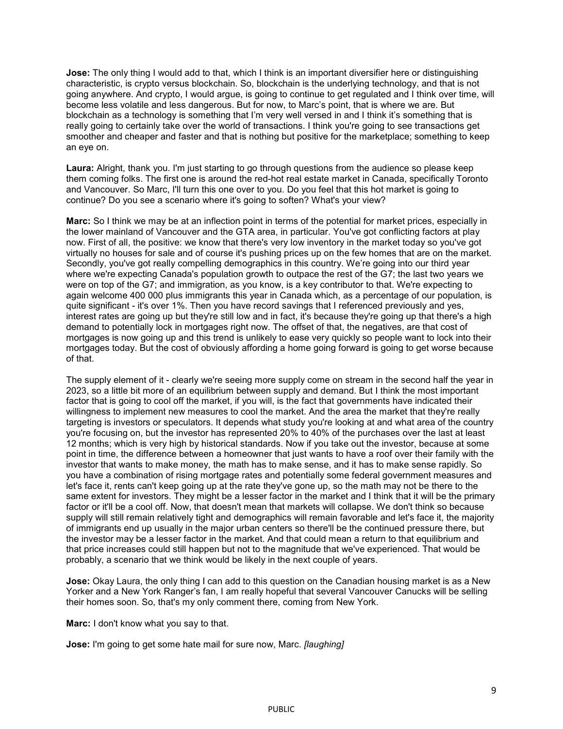**Jose:** The only thing I would add to that, which I think is an important diversifier here or distinguishing characteristic, is crypto versus blockchain. So, blockchain is the underlying technology, and that is not going anywhere. And crypto, I would argue, is going to continue to get regulated and I think over time, will become less volatile and less dangerous. But for now, to Marc's point, that is where we are. But blockchain as a technology is something that I'm very well versed in and I think it's something that is really going to certainly take over the world of transactions. I think you're going to see transactions get smoother and cheaper and faster and that is nothing but positive for the marketplace; something to keep an eye on.

**Laura:** Alright, thank you. I'm just starting to go through questions from the audience so please keep them coming folks. The first one is around the red-hot real estate market in Canada, specifically Toronto and Vancouver. So Marc, I'll turn this one over to you. Do you feel that this hot market is going to continue? Do you see a scenario where it's going to soften? What's your view?

**Marc:** So I think we may be at an inflection point in terms of the potential for market prices, especially in the lower mainland of Vancouver and the GTA area, in particular. You've got conflicting factors at play now. First of all, the positive: we know that there's very low inventory in the market today so you've got virtually no houses for sale and of course it's pushing prices up on the few homes that are on the market. Secondly, you've got really compelling demographics in this country. We're going into our third year where we're expecting Canada's population growth to outpace the rest of the G7; the last two years we were on top of the G7; and immigration, as you know, is a key contributor to that. We're expecting to again welcome 400 000 plus immigrants this year in Canada which, as a percentage of our population, is quite significant - it's over 1%. Then you have record savings that I referenced previously and yes, interest rates are going up but they're still low and in fact, it's because they're going up that there's a high demand to potentially lock in mortgages right now. The offset of that, the negatives, are that cost of mortgages is now going up and this trend is unlikely to ease very quickly so people want to lock into their mortgages today. But the cost of obviously affording a home going forward is going to get worse because of that.

The supply element of it - clearly we're seeing more supply come on stream in the second half the year in 2023, so a little bit more of an equilibrium between supply and demand. But I think the most important factor that is going to cool off the market, if you will, is the fact that governments have indicated their willingness to implement new measures to cool the market. And the area the market that they're really targeting is investors or speculators. It depends what study you're looking at and what area of the country you're focusing on, but the investor has represented 20% to 40% of the purchases over the last at least 12 months; which is very high by historical standards. Now if you take out the investor, because at some point in time, the difference between a homeowner that just wants to have a roof over their family with the investor that wants to make money, the math has to make sense, and it has to make sense rapidly. So you have a combination of rising mortgage rates and potentially some federal government measures and let's face it, rents can't keep going up at the rate they've gone up, so the math may not be there to the same extent for investors. They might be a lesser factor in the market and I think that it will be the primary factor or it'll be a cool off. Now, that doesn't mean that markets will collapse. We don't think so because supply will still remain relatively tight and demographics will remain favorable and let's face it, the majority of immigrants end up usually in the major urban centers so there'll be the continued pressure there, but the investor may be a lesser factor in the market. And that could mean a return to that equilibrium and that price increases could still happen but not to the magnitude that we've experienced. That would be probably, a scenario that we think would be likely in the next couple of years.

**Jose:** Okay Laura, the only thing I can add to this question on the Canadian housing market is as a New Yorker and a New York Ranger's fan, I am really hopeful that several Vancouver Canucks will be selling their homes soon. So, that's my only comment there, coming from New York.

**Marc:** I don't know what you say to that.

**Jose:** I'm going to get some hate mail for sure now, Marc. *[laughing]*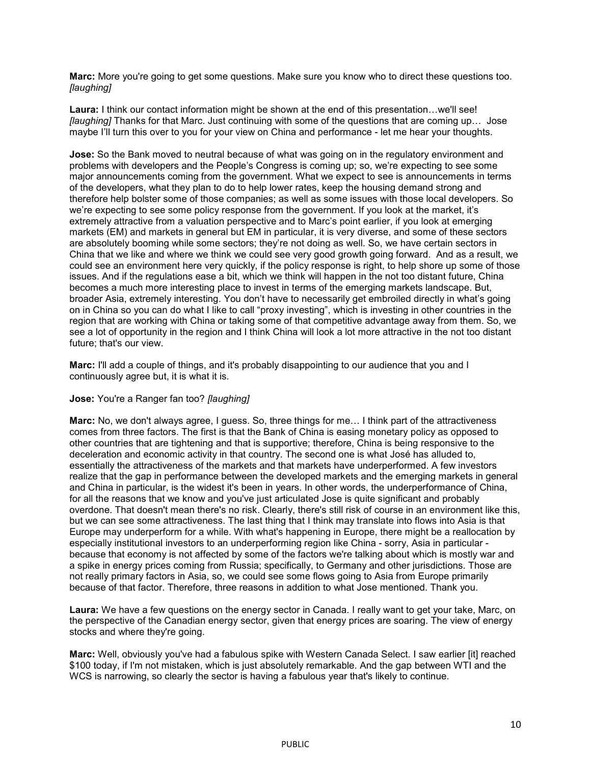**Marc:** More you're going to get some questions. Make sure you know who to direct these questions too. *[laughing]*

**Laura:** I think our contact information might be shown at the end of this presentation…we'll see! *[laughing]* Thanks for that Marc. Just continuing with some of the questions that are coming up… Jose maybe I'll turn this over to you for your view on China and performance - let me hear your thoughts.

**Jose:** So the Bank moved to neutral because of what was going on in the regulatory environment and problems with developers and the People's Congress is coming up; so, we're expecting to see some major announcements coming from the government. What we expect to see is announcements in terms of the developers, what they plan to do to help lower rates, keep the housing demand strong and therefore help bolster some of those companies; as well as some issues with those local developers. So we're expecting to see some policy response from the government. If you look at the market, it's extremely attractive from a valuation perspective and to Marc's point earlier, if you look at emerging markets (EM) and markets in general but EM in particular, it is very diverse, and some of these sectors are absolutely booming while some sectors; they're not doing as well. So, we have certain sectors in China that we like and where we think we could see very good growth going forward. And as a result, we could see an environment here very quickly, if the policy response is right, to help shore up some of those issues. And if the regulations ease a bit, which we think will happen in the not too distant future, China becomes a much more interesting place to invest in terms of the emerging markets landscape. But, broader Asia, extremely interesting. You don't have to necessarily get embroiled directly in what's going on in China so you can do what I like to call "proxy investing", which is investing in other countries in the region that are working with China or taking some of that competitive advantage away from them. So, we see a lot of opportunity in the region and I think China will look a lot more attractive in the not too distant future; that's our view.

**Marc:** I'll add a couple of things, and it's probably disappointing to our audience that you and I continuously agree but, it is what it is.

**Jose:** You're a Ranger fan too? *[laughing]*

**Marc:** No, we don't always agree, I guess. So, three things for me… I think part of the attractiveness comes from three factors. The first is that the Bank of China is easing monetary policy as opposed to other countries that are tightening and that is supportive; therefore, China is being responsive to the deceleration and economic activity in that country. The second one is what José has alluded to, essentially the attractiveness of the markets and that markets have underperformed. A few investors realize that the gap in performance between the developed markets and the emerging markets in general and China in particular, is the widest it's been in years. In other words, the underperformance of China, for all the reasons that we know and you've just articulated Jose is quite significant and probably overdone. That doesn't mean there's no risk. Clearly, there's still risk of course in an environment like this, but we can see some attractiveness. The last thing that I think may translate into flows into Asia is that Europe may underperform for a while. With what's happening in Europe, there might be a reallocation by especially institutional investors to an underperforming region like China - sorry, Asia in particular - because that economy is not affected by some of the factors we're talking about which is mostly war and a spike in energy prices coming from Russia; specifically, to Germany and other jurisdictions. Those are not really primary factors in Asia, so, we could see some flows going to Asia from Europe primarily because of that factor. Therefore, three reasons in addition to what Jose mentioned. Thank you.

**Laura:** We have a few questions on the energy sector in Canada. I really want to get your take, Marc, on the perspective of the Canadian energy sector, given that energy prices are soaring. The view of energy stocks and where they're going.

**Marc:** Well, obviously you've had a fabulous spike with Western Canada Select. I saw earlier [it] reached $100 today, if I'm not mistaken, which is just absolutely remarkable. And the gap between WTI and the WCS is narrowing, so clearly the sector is having a fabulous year that's likely to continue.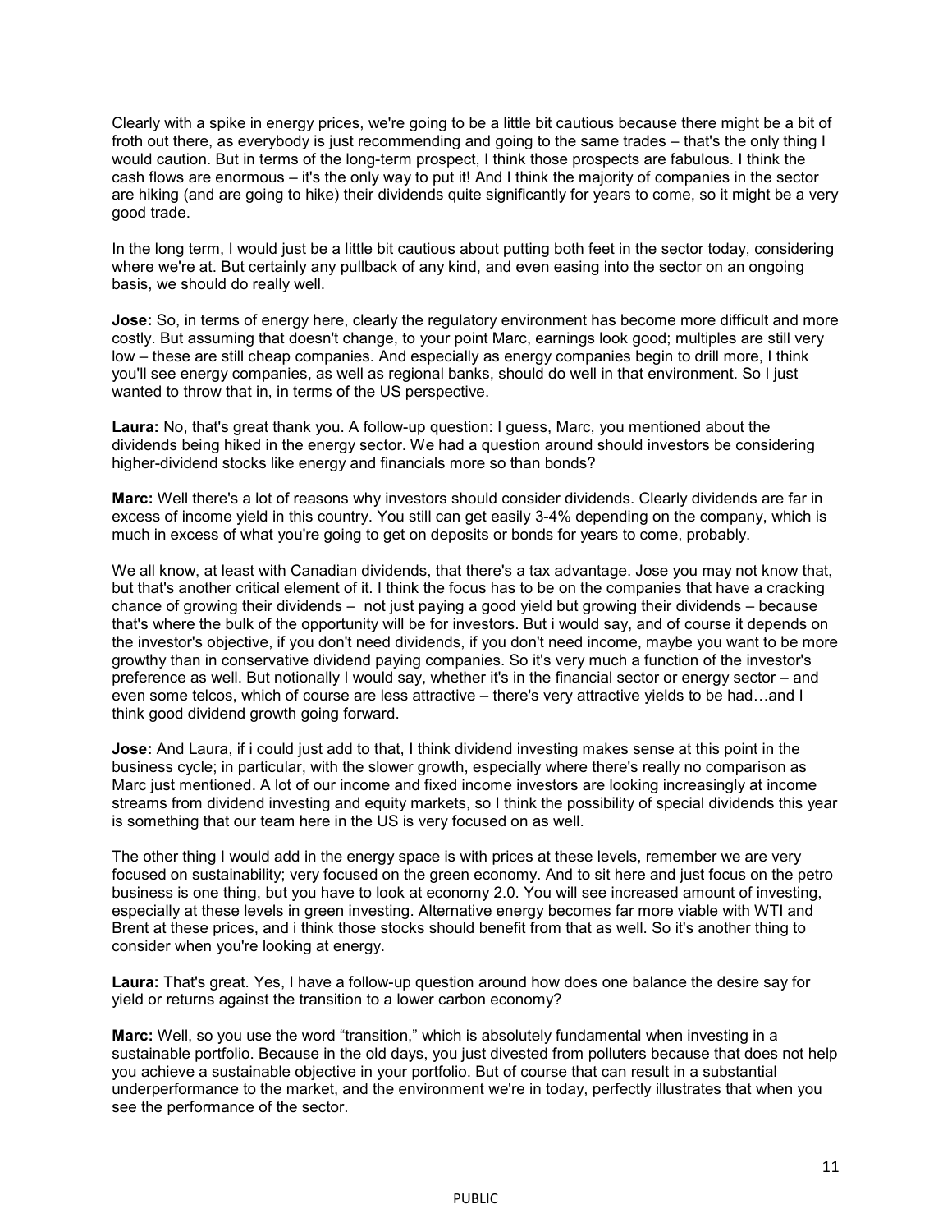Clearly with a spike in energy prices, we're going to be a little bit cautious because there might be a bit of froth out there, as everybody is just recommending and going to the same trades – that's the only thing I would caution. But in terms of the long-term prospect, I think those prospects are fabulous. I think the cash flows are enormous – it's the only way to put it! And I think the majority of companies in the sector are hiking (and are going to hike) their dividends quite significantly for years to come, so it might be a very good trade.

In the long term, I would just be a little bit cautious about putting both feet in the sector today, considering where we're at. But certainly any pullback of any kind, and even easing into the sector on an ongoing basis, we should do really well.

**Jose:** So, in terms of energy here, clearly the regulatory environment has become more difficult and more costly. But assuming that doesn't change, to your point Marc, earnings look good; multiples are still very low – these are still cheap companies. And especially as energy companies begin to drill more, I think you'll see energy companies, as well as regional banks, should do well in that environment. So I just wanted to throw that in, in terms of the US perspective.

**Laura:** No, that's great thank you. A follow-up question: I guess, Marc, you mentioned about the dividends being hiked in the energy sector. We had a question around should investors be considering higher-dividend stocks like energy and financials more so than bonds?

**Marc:** Well there's a lot of reasons why investors should consider dividends. Clearly dividends are far in excess of income yield in this country. You still can get easily 3-4% depending on the company, which is much in excess of what you're going to get on deposits or bonds for years to come, probably.

We all know, at least with Canadian dividends, that there's a tax advantage. Jose you may not know that, but that's another critical element of it. I think the focus has to be on the companies that have a cracking chance of growing their dividends – not just paying a good yield but growing their dividends – because that's where the bulk of the opportunity will be for investors. But i would say, and of course it depends on the investor's objective, if you don't need dividends, if you don't need income, maybe you want to be more growthy than in conservative dividend paying companies. So it's very much a function of the investor's preference as well. But notionally I would say, whether it's in the financial sector or energy sector – and even some telcos, which of course are less attractive – there's very attractive yields to be had…and I think good dividend growth going forward.

**Jose:** And Laura, if i could just add to that, I think dividend investing makes sense at this point in the business cycle; in particular, with the slower growth, especially where there's really no comparison as Marc just mentioned. A lot of our income and fixed income investors are looking increasingly at income streams from dividend investing and equity markets, so I think the possibility of special dividends this year is something that our team here in the US is very focused on as well.

The other thing I would add in the energy space is with prices at these levels, remember we are very focused on sustainability; very focused on the green economy. And to sit here and just focus on the petro business is one thing, but you have to look at economy 2.0. You will see increased amount of investing, especially at these levels in green investing. Alternative energy becomes far more viable with WTI and Brent at these prices, and i think those stocks should benefit from that as well. So it's another thing to consider when you're looking at energy.

**Laura:** That's great. Yes, I have a follow-up question around how does one balance the desire say for yield or returns against the transition to a lower carbon economy?

**Marc:** Well, so you use the word "transition," which is absolutely fundamental when investing in a sustainable portfolio. Because in the old days, you just divested from polluters because that does not help you achieve a sustainable objective in your portfolio. But of course that can result in a substantial underperformance to the market, and the environment we're in today, perfectly illustrates that when you see the performance of the sector.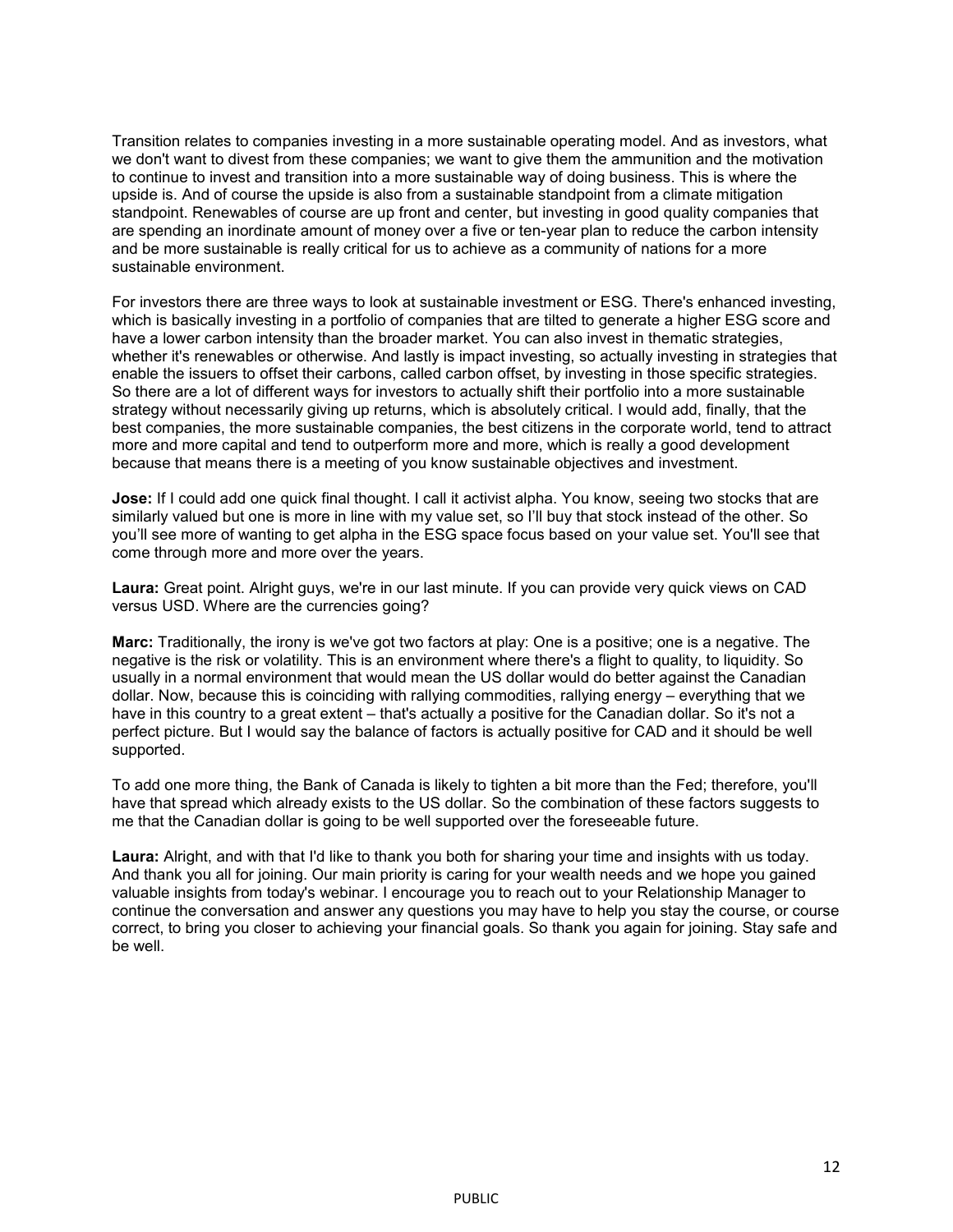Transition relates to companies investing in a more sustainable operating model. And as investors, what we don't want to divest from these companies; we want to give them the ammunition and the motivation to continue to invest and transition into a more sustainable way of doing business. This is where the upside is. And of course the upside is also from a sustainable standpoint from a climate mitigation standpoint. Renewables of course are up front and center, but investing in good quality companies that are spending an inordinate amount of money over a five or ten-year plan to reduce the carbon intensity and be more sustainable is really critical for us to achieve as a community of nations for a more sustainable environment.

For investors there are three ways to look at sustainable investment or ESG. There's enhanced investing, which is basically investing in a portfolio of companies that are tilted to generate a higher ESG score and have a lower carbon intensity than the broader market. You can also invest in thematic strategies, whether it's renewables or otherwise. And lastly is impact investing, so actually investing in strategies that enable the issuers to offset their carbons, called carbon offset, by investing in those specific strategies. So there are a lot of different ways for investors to actually shift their portfolio into a more sustainable strategy without necessarily giving up returns, which is absolutely critical. I would add, finally, that the best companies, the more sustainable companies, the best citizens in the corporate world, tend to attract more and more capital and tend to outperform more and more, which is really a good development because that means there is a meeting of you know sustainable objectives and investment.

**Jose:** If I could add one quick final thought. I call it activist alpha. You know, seeing two stocks that are similarly valued but one is more in line with my value set, so I'll buy that stock instead of the other. So you'll see more of wanting to get alpha in the ESG space focus based on your value set. You'll see that come through more and more over the years.

**Laura:** Great point. Alright guys, we're in our last minute. If you can provide very quick views on CAD versus USD. Where are the currencies going?

**Marc:** Traditionally, the irony is we've got two factors at play: One is a positive; one is a negative. The negative is the risk or volatility. This is an environment where there's a flight to quality, to liquidity. So usually in a normal environment that would mean the US dollar would do better against the Canadian dollar. Now, because this is coinciding with rallying commodities, rallying energy – everything that we have in this country to a great extent – that's actually a positive for the Canadian dollar. So it's not a perfect picture. But I would say the balance of factors is actually positive for CAD and it should be well supported.

To add one more thing, the Bank of Canada is likely to tighten a bit more than the Fed; therefore, you'll have that spread which already exists to the US dollar. So the combination of these factors suggests to me that the Canadian dollar is going to be well supported over the foreseeable future.

**Laura:** Alright, and with that I'd like to thank you both for sharing your time and insights with us today. And thank you all for joining. Our main priority is caring for your wealth needs and we hope you gained valuable insights from today's webinar. I encourage you to reach out to your Relationship Manager to continue the conversation and answer any questions you may have to help you stay the course, or course correct, to bring you closer to achieving your financial goals. So thank you again for joining. Stay safe and be well.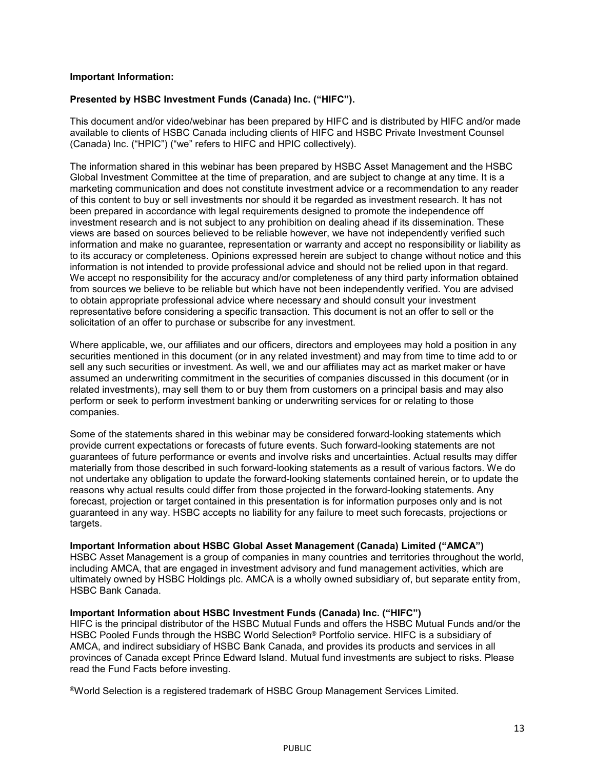**Important Information:**

**Presented by HSBC Investment Funds (Canada) Inc. ("HIFC").**

This document and/or video/webinar has been prepared by HIFC and is distributed by HIFC and/or made available to clients of HSBC Canada including clients of HIFC and HSBC Private Investment Counsel (Canada) Inc. ("HPIC") ("we" refers to HIFC and HPIC collectively).

The information shared in this webinar has been prepared by HSBC Asset Management and the HSBC Global Investment Committee at the time of preparation, and are subject to change at any time. It is a marketing communication and does not constitute investment advice or a recommendation to any reader of this content to buy or sell investments nor should it be regarded as investment research. It has not been prepared in accordance with legal requirements designed to promote the independence off investment research and is not subject to any prohibition on dealing ahead if its dissemination. These views are based on sources believed to be reliable however, we have not independently verified such information and make no guarantee, representation or warranty and accept no responsibility or liability as to its accuracy or completeness. Opinions expressed herein are subject to change without notice and this information is not intended to provide professional advice and should not be relied upon in that regard. We accept no responsibility for the accuracy and/or completeness of any third party information obtained from sources we believe to be reliable but which have not been independently verified. You are advised to obtain appropriate professional advice where necessary and should consult your investment representative before considering a specific transaction. This document is not an offer to sell or the solicitation of an offer to purchase or subscribe for any investment.

Where applicable, we, our affiliates and our officers, directors and employees may hold a position in any securities mentioned in this document (or in any related investment) and may from time to time add to or sell any such securities or investment. As well, we and our affiliates may act as market maker or have assumed an underwriting commitment in the securities of companies discussed in this document (or in related investments), may sell them to or buy them from customers on a principal basis and may also perform or seek to perform investment banking or underwriting services for or relating to those companies.

Some of the statements shared in this webinar may be considered forward-looking statements which provide current expectations or forecasts of future events. Such forward-looking statements are not guarantees of future performance or events and involve risks and uncertainties. Actual results may differ materially from those described in such forward-looking statements as a result of various factors. We do not undertake any obligation to update the forward-looking statements contained herein, or to update the reasons why actual results could differ from those projected in the forward-looking statements. Any forecast, projection or target contained in this presentation is for information purposes only and is not guaranteed in any way. HSBC accepts no liability for any failure to meet such forecasts, projections or targets.

**Important Information about HSBC Global Asset Management (Canada) Limited ("AMCA")**
HSBC Asset Management is a group of companies in many countries and territories throughout the world, including AMCA, that are engaged in investment advisory and fund management activities, which are ultimately owned by HSBC Holdings plc. AMCA is a wholly owned subsidiary of, but separate entity from, HSBC Bank Canada.

**Important Information about HSBC Investment Funds (Canada) Inc. ("HIFC")**
HIFC is the principal distributor of the HSBC Mutual Funds and offers the HSBC Mutual Funds and/or the HSBC Pooled Funds through the HSBC World Selection® Portfolio service. HIFC is a subsidiary of AMCA, and indirect subsidiary of HSBC Bank Canada, and provides its products and services in all provinces of Canada except Prince Edward Island. Mutual fund investments are subject to risks. Please read the Fund Facts before investing.

®World Selection is a registered trademark of HSBC Group Management Services Limited.

PUBLIC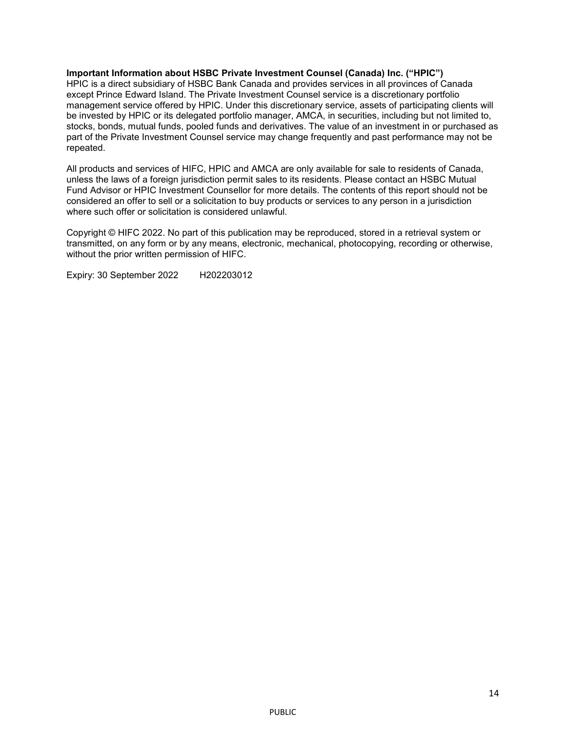**Important Information about HSBC Private Investment Counsel (Canada) Inc. ("HPIC")**
HPIC is a direct subsidiary of HSBC Bank Canada and provides services in all provinces of Canada except Prince Edward Island. The Private Investment Counsel service is a discretionary portfolio management service offered by HPIC. Under this discretionary service, assets of participating clients will be invested by HPIC or its delegated portfolio manager, AMCA, in securities, including but not limited to, stocks, bonds, mutual funds, pooled funds and derivatives. The value of an investment in or purchased as part of the Private Investment Counsel service may change frequently and past performance may not be repeated.

All products and services of HIFC, HPIC and AMCA are only available for sale to residents of Canada, unless the laws of a foreign jurisdiction permit sales to its residents. Please contact an HSBC Mutual Fund Advisor or HPIC Investment Counsellor for more details. The contents of this report should not be considered an offer to sell or a solicitation to buy products or services to any person in a jurisdiction where such offer or solicitation is considered unlawful.

Copyright © HIFC 2022. No part of this publication may be reproduced, stored in a retrieval system or transmitted, on any form or by any means, electronic, mechanical, photocopying, recording or otherwise, without the prior written permission of HIFC.

Expiry: 30 September 2022 H202203012

PUBLIC